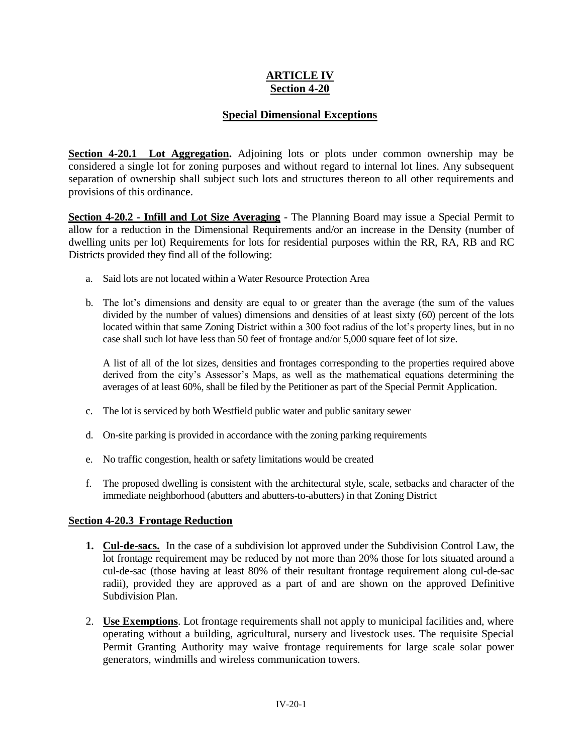# ARTICLE IV
## Section 4-20

## Special Dimensional Exceptions

**Section 4-20.1 Lot Aggregation.** Adjoining lots or plots under common ownership may be considered a single lot for zoning purposes and without regard to internal lot lines. Any subsequent separation of ownership shall subject such lots and structures thereon to all other requirements and provisions of this ordinance.

**Section 4-20.2 - Infill and Lot Size Averaging** - The Planning Board may issue a Special Permit to allow for a reduction in the Dimensional Requirements and/or an increase in the Density (number of dwelling units per lot) Requirements for lots for residential purposes within the RR, RA, RB and RC Districts provided they find all of the following:

a. Said lots are not located within a Water Resource Protection Area

b. The lot's dimensions and density are equal to or greater than the average (the sum of the values divided by the number of values) dimensions and densities of at least sixty (60) percent of the lots located within that same Zoning District within a 300 foot radius of the lot's property lines, but in no case shall such lot have less than 50 feet of frontage and/or 5,000 square feet of lot size.

   A list of all of the lot sizes, densities and frontages corresponding to the properties required above derived from the city's Assessor's Maps, as well as the mathematical equations determining the averages of at least 60%, shall be filed by the Petitioner as part of the Special Permit Application.

c. The lot is serviced by both Westfield public water and public sanitary sewer

d. On-site parking is provided in accordance with the zoning parking requirements

e. No traffic congestion, health or safety limitations would be created

f. The proposed dwelling is consistent with the architectural style, scale, setbacks and character of the immediate neighborhood (abutters and abutters-to-abutters) in that Zoning District

**Section 4-20.3 Frontage Reduction**

1. **Cul-de-sacs.** In the case of a subdivision lot approved under the Subdivision Control Law, the lot frontage requirement may be reduced by not more than 20% those for lots situated around a cul-de-sac (those having at least 80% of their resultant frontage requirement along cul-de-sac radii), provided they are approved as a part of and are shown on the approved Definitive Subdivision Plan.

2. **Use Exemptions**. Lot frontage requirements shall not apply to municipal facilities and, where operating without a building, agricultural, nursery and livestock uses. The requisite Special Permit Granting Authority may waive frontage requirements for large scale solar power generators, windmills and wireless communication towers.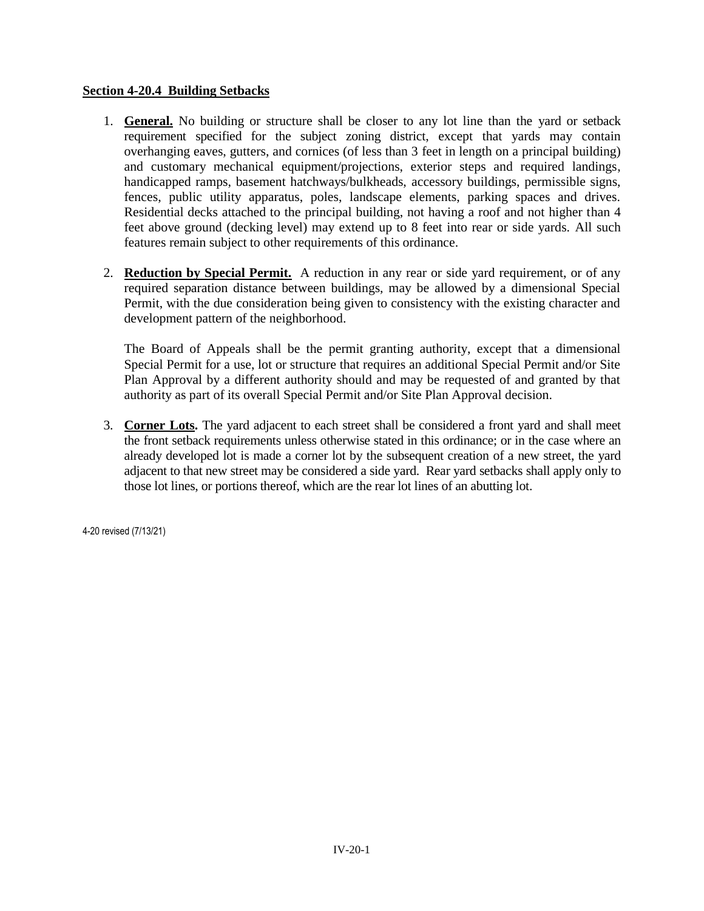## Section 4-20.4 Building Setbacks

1. **General.** No building or structure shall be closer to any lot line than the yard or setback requirement specified for the subject zoning district, except that yards may contain overhanging eaves, gutters, and cornices (of less than 3 feet in length on a principal building) and customary mechanical equipment/projections, exterior steps and required landings, handicapped ramps, basement hatchways/bulkheads, accessory buildings, permissible signs, fences, public utility apparatus, poles, landscape elements, parking spaces and drives. Residential decks attached to the principal building, not having a roof and not higher than 4 feet above ground (decking level) may extend up to 8 feet into rear or side yards. All such features remain subject to other requirements of this ordinance.

2. **Reduction by Special Permit.** A reduction in any rear or side yard requirement, or of any required separation distance between buildings, may be allowed by a dimensional Special Permit, with the due consideration being given to consistency with the existing character and development pattern of the neighborhood.

   The Board of Appeals shall be the permit granting authority, except that a dimensional Special Permit for a use, lot or structure that requires an additional Special Permit and/or Site Plan Approval by a different authority should and may be requested of and granted by that authority as part of its overall Special Permit and/or Site Plan Approval decision.

3. **Corner Lots.** The yard adjacent to each street shall be considered a front yard and shall meet the front setback requirements unless otherwise stated in this ordinance; or in the case where an already developed lot is made a corner lot by the subsequent creation of a new street, the yard adjacent to that new street may be considered a side yard. Rear yard setbacks shall apply only to those lot lines, or portions thereof, which are the rear lot lines of an abutting lot.

4-20 revised (7/13/21)